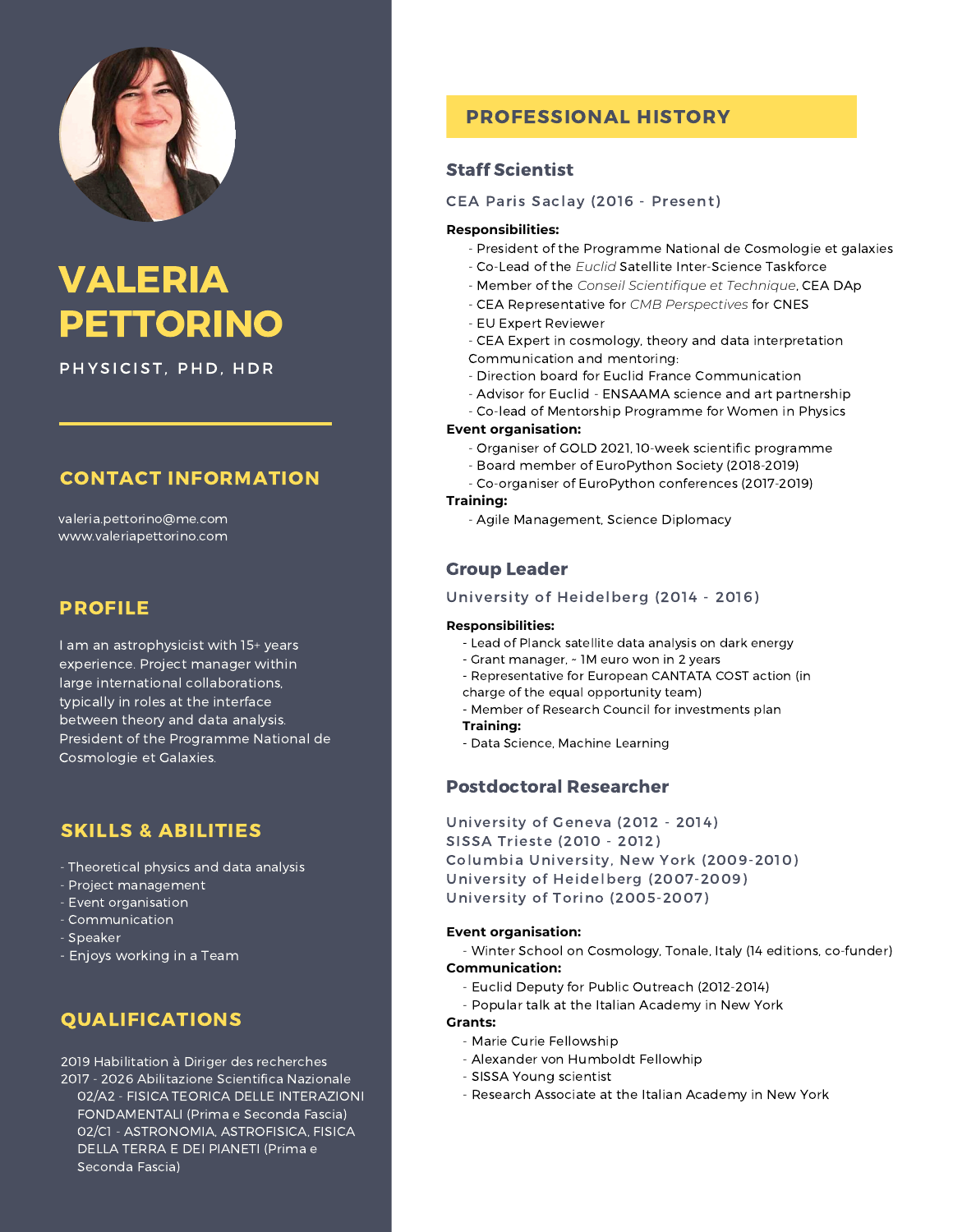# VALERIA PETTORINO

PHYSICIST, PHD, HDR

## CONTACT INFORMATION

valeria.pettorino@me.com
www.valeriapettorino.com

## PROFILE

I am an astrophysicist with 15+ years experience. Project manager within large international collaborations, typically in roles at the interface between theory and data analysis. President of the Programme National de Cosmologie et Galaxies.

## SKILLS & ABILITIES

- Theoretical physics and data analysis
- Project management
- Event organisation
- Communication
- Speaker
- Enjoys working in a Team

## QUALIFICATIONS

2019 Habilitation à Diriger des recherches
2017 - 2026 Abilitazione Scientifica Nazionale
02/A2 - FISICA TEORICA DELLE INTERAZIONI FONDAMENTALI (Prima e Seconda Fascia)
02/C1 - ASTRONOMIA, ASTROFISICA, FISICA DELLA TERRA E DEI PIANETI (Prima e Seconda Fascia)

## PROFESSIONAL HISTORY

### Staff Scientist

CEA Paris Saclay (2016 - Present)

**Responsibilities:**

- President of the Programme National de Cosmologie et galaxies
- Co-Lead of the *Euclid* Satellite Inter-Science Taskforce
- Member of the *Conseil Scientifique et Technique*, CEA DAp
- CEA Representative for *CMB Perspectives* for CNES
- EU Expert Reviewer
- CEA Expert in cosmology, theory and data interpretation

Communication and mentoring:

- Direction board for Euclid France Communication
- Advisor for Euclid - ENSAAMA science and art partnership
- Co-lead of Mentorship Programme for Women in Physics

**Event organisation:**

- Organiser of GOLD 2021, 10-week scientific programme
- Board member of EuroPython Society (2018-2019)
- Co-organiser of EuroPython conferences (2017-2019)

**Training:**

- Agile Management, Science Diplomacy

### Group Leader

University of Heidelberg (2014 - 2016)

**Responsibilities:**

- Lead of Planck satellite data analysis on dark energy
- Grant manager, ~ 1M euro won in 2 years
- Representative for European CANTATA COST action (in charge of the equal opportunity team)
- Member of Research Council for investments plan

**Training:**

- Data Science, Machine Learning

### Postdoctoral Researcher

University of Geneva (2012 - 2014)
SISSA Trieste (2010 - 2012)
Columbia University, New York (2009-2010)
University of Heidelberg (2007-2009)
University of Torino (2005-2007)

**Event organisation:**

- Winter School on Cosmology, Tonale, Italy (14 editions, co-funder)

**Communication:**

- Euclid Deputy for Public Outreach (2012-2014)
- Popular talk at the Italian Academy in New York

**Grants:**

- Marie Curie Fellowship
- Alexander von Humboldt Fellowhip
- SISSA Young scientist
- Research Associate at the Italian Academy in New York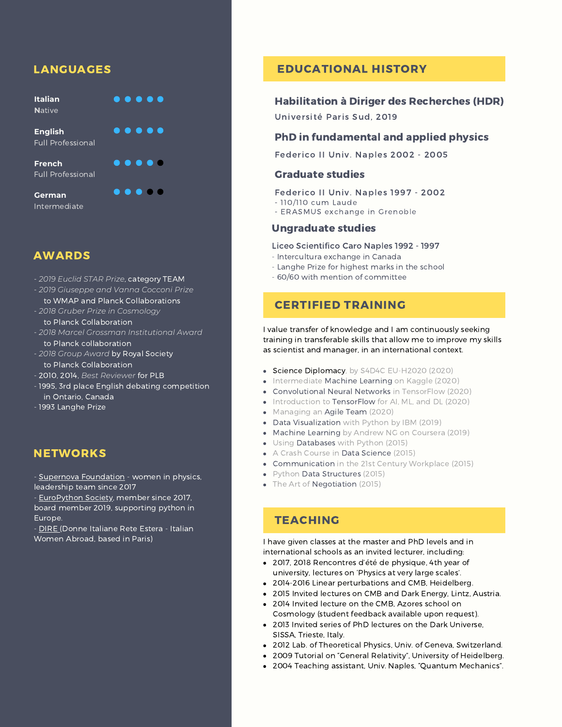## LANGUAGES

**Italian** ●●●●●
Native

**English** ●●●●●
Full Professional

**French** ●●●●○
Full Professional

**German** ●●●○○
Intermediate

## AWARDS

- *2019 Euclid STAR Prize*, category TEAM
- *2019 Giuseppe and Vanna Cocconi Prize* to WMAP and Planck Collaborations
- *2018 Gruber Prize in Cosmology* to Planck Collaboration
- *2018 Marcel Grossman Institutional Award* to Planck collaboration
- *2018 Group Award* by Royal Society to Planck Collaboration
- 2010, 2014, *Best Reviewer* for PLB
- 1995, 3rd place English debating competition in Ontario, Canada
- 1993 Langhe Prize

## NETWORKS

- Supernova Foundation - women in physics, leadership team since 2017
- EuroPython Society, member since 2017, board member 2019, supporting python in Europe.
- DIRE (Donne Italiane Rete Estera - Italian Women Abroad, based in Paris)

## EDUCATIONAL HISTORY

### Habilitation à Diriger des Recherches (HDR)

Université Paris Sud, 2019

### PhD in fundamental and applied physics

Federico II Univ. Naples 2002 - 2005

### Graduate studies

Federico II Univ. Naples 1997 - 2002
- 110/110 cum Laude
- ERASMUS exchange in Grenoble

### Ungraduate studies

Liceo Scientifico Caro Naples 1992 - 1997
- Intercultura exchange in Canada
- Langhe Prize for highest marks in the school
- 60/60 with mention of committee

## CERTIFIED TRAINING

I value transfer of knowledge and I am continuously seeking training in transferable skills that allow me to improve my skills as scientist and manager, in an international context.

- Science Diplomacy, by S4D4C EU-H2020 (2020)
- Intermediate Machine Learning on Kaggle (2020)
- Convolutional Neural Networks in TensorFlow (2020)
- Introduction to TensorFlow for AI, ML, and DL (2020)
- Managing an Agile Team (2020)
- Data Visualization with Python by IBM (2019)
- Machine Learning by Andrew NG on Coursera (2019)
- Using Databases with Python (2015)
- A Crash Course in Data Science (2015)
- Communication in the 21st Century Workplace (2015)
- Python Data Structures (2015)
- The Art of Negotiation (2015)

## TEACHING

I have given classes at the master and PhD levels and in international schools as an invited lecturer, including:

- 2017, 2018 Rencontres d'été de physique, 4th year of university, lectures on 'Physics at very large scales'.
- 2014-2016 Linear perturbations and CMB, Heidelberg.
- 2015 Invited lectures on CMB and Dark Energy, Lintz, Austria.
- 2014 Invited lecture on the CMB, Azores school on Cosmology (student feedback available upon request).
- 2013 Invited series of PhD lectures on the Dark Universe, SISSA, Trieste, Italy.
- 2012 Lab. of Theoretical Physics, Univ. of Geneva, Switzerland.
- 2009 Tutorial on "General Relativity", University of Heidelberg.
- 2004 Teaching assistant, Univ. Naples, "Quantum Mechanics".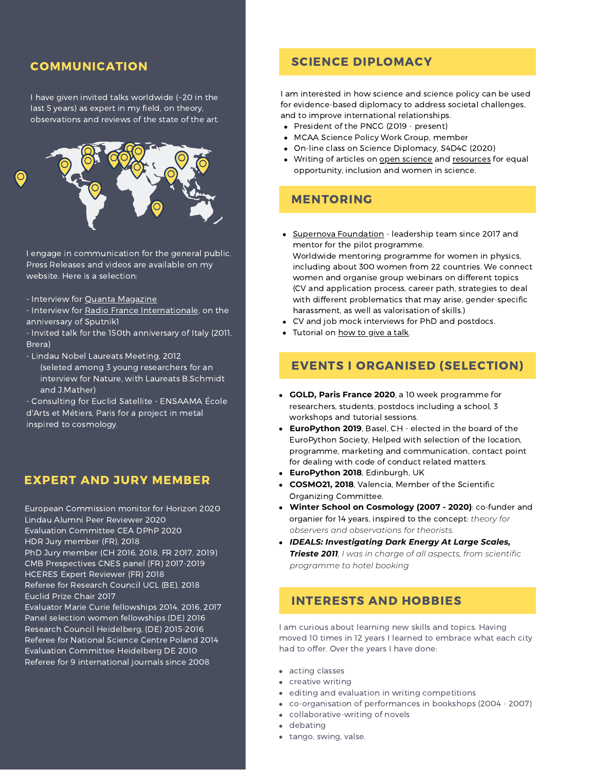## COMMUNICATION

I have given invited talks worldwide (~20 in the last 5 years) as expert in my field, on theory, observations and reviews of the state of the art.

I engage in communication for the general public. Press Releases and videos are available on my website. Here is a selection:

- Interview for Quanta Magazine
- Interview for Radio France Internationale, on the anniversary of Sputnik1
- Invited talk for the 150th anniversary of Italy (2011, Brera)
- Lindau Nobel Laureats Meeting, 2012
  (seleted among 3 young researchers for an interview for Nature, with Laureats B.Schmidt and J.Mather)
- Consulting for Euclid Satellite - ENSAAMA École d'Arts et Métiers, Paris for a project in metal inspired to cosmology.

## EXPERT AND JURY MEMBER

European Commission monitor for Horizon 2020
Lindau Alumni Peer Reviewer 2020
Evaluation Committee CEA DPhP 2020
HDR Jury member (FR), 2018
PhD Jury member (CH 2016, 2018, FR 2017, 2019)
CMB Prespectives CNES panel (FR) 2017-2019
HCERES Expert Reviewer (FR) 2018
Referee for Research Council UCL (BE), 2018
Euclid Prize Chair 2017
Evaluator Marie Curie fellowships 2014, 2016, 2017
Panel selection women fellowships (DE) 2016
Research Council Heidelberg, (DE) 2015-2016
Referee for National Science Centre Poland 2014
Evaluation Committee Heidelberg DE 2010
Referee for 9 international journals since 2008

## SCIENCE DIPLOMACY

I am interested in how science and science policy can be used for evidence-based diplomacy to address societal challenges, and to improve international relationships.

- President of the PNCG (2019 - present)
- MCAA Science Policy Work Group, member
- On-line class on Science Diplomacy, S4D4C (2020)
- Writing of articles on open science and resources for equal opportunity, inclusion and women in science.

## MENTORING

- Supernova Foundation - leadership team since 2017 and mentor for the pilot programme.
  Worldwide mentoring programme for women in physics, including about 300 women from 22 countries. We connect women and organise group webinars on different topics (CV and application process, career path, strategies to deal with different problematics that may arise, gender-specific harassment, as well as valorisation of skills.)
- CV and job mock interviews for PhD and postdocs.
- Tutorial on how to give a talk.

## EVENTS I ORGANISED (SELECTION)

- **GOLD, Paris France 2020**, a 10 week programme for researchers, students, postdocs including a school, 3 workshops and tutorial sessions.
- **EuroPython 2019**, Basel, CH - elected in the board of the EuroPython Society, Helped with selection of the location, programme, marketing and communication, contact point for dealing with code of conduct related matters.
- **EuroPython 2018**, Edinburgh, UK
- **COSMO21, 2018**, Valencia, Member of the Scientific Organizing Committee.
- **Winter School on Cosmology (2007 - 2020)**: co-funder and organier for 14 years, inspired to the concept: *theory for observers and observations for theorists.*
- ***IDEALS: Investigating Dark Energy At Large Scales, Trieste 2011***, *I was in charge of all aspects, from scientific programme to hotel booking*

## INTERESTS AND HOBBIES

I am curious about learning new skills and topics. Having moved 10 times in 12 years I learned to embrace what each city had to offer. Over the years I have done:

- acting classes
- creative writing
- editing and evaluation in writing competitions
- co-organisation of performances in bookshops (2004 - 2007)
- collaborative-writing of novels
- debating
- tango, swing, valse.